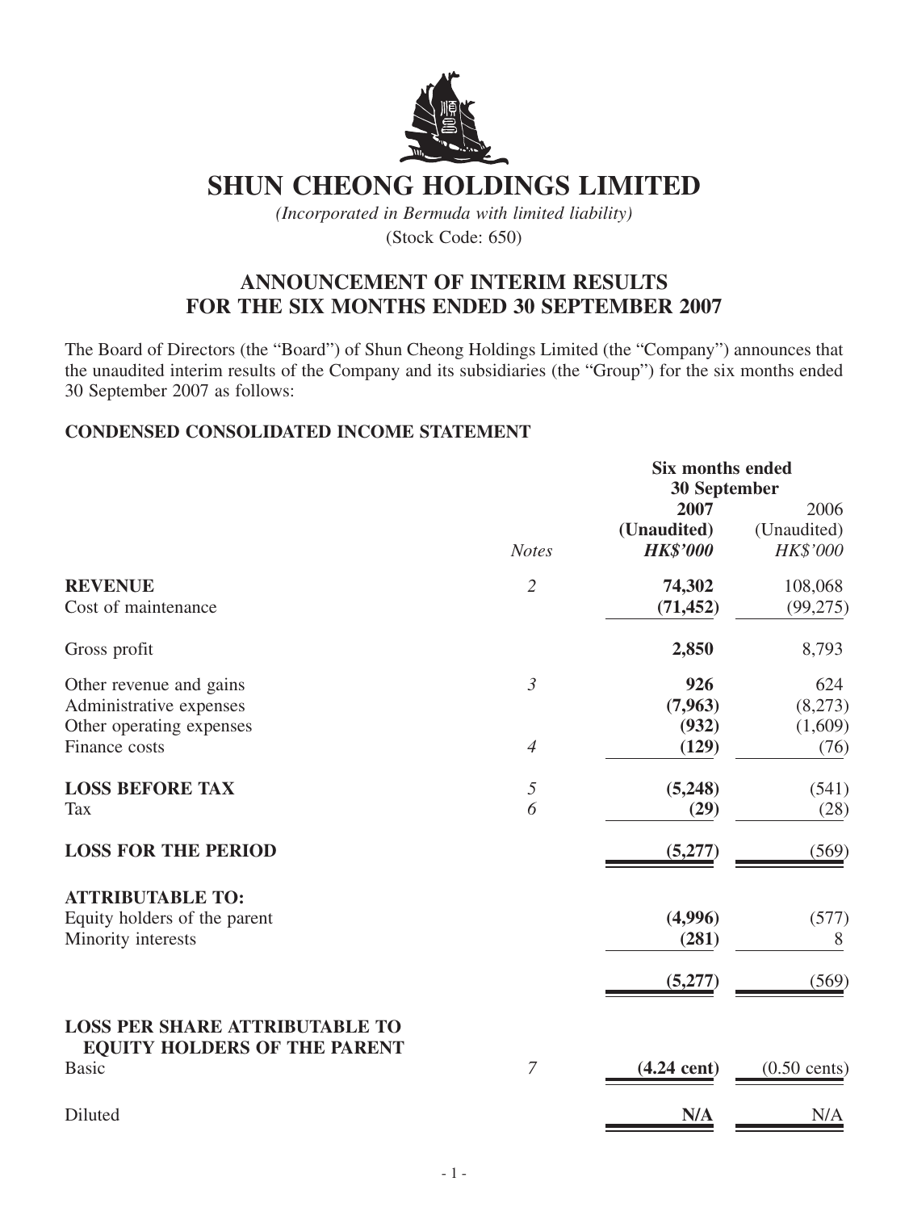# SHUN CHEONG HOLDINGS LIMITED

*(Incorporated in Bermuda with limited liability)*

(Stock Code: 650)

## ANNOUNCEMENT OF INTERIM RESULTS FOR THE SIX MONTHS ENDED 30 SEPTEMBER 2007

The Board of Directors (the "Board") of Shun Cheong Holdings Limited (the "Company") announces that the unaudited interim results of the Company and its subsidiaries (the "Group") for the six months ended 30 September 2007 as follows:

### CONDENSED CONSOLIDATED INCOME STATEMENT

| | | Six months ended 30 September | |
|---|---|---|---|
| | | **2007** | 2006 |
| | | **(Unaudited)** | (Unaudited) |
| | *Notes* | ***HK$'000*** | *HK$'000* |
| **REVENUE** | *2* | **74,302** | 108,068 |
| Cost of maintenance | | **(71,452)** | (99,275) |
| Gross profit | | **2,850** | 8,793 |
| Other revenue and gains | *3* | **926** | 624 |
| Administrative expenses | | **(7,963)** | (8,273) |
| Other operating expenses | | **(932)** | (1,609) |
| Finance costs | *4* | **(129)** | (76) |
| **LOSS BEFORE TAX** | *5* | **(5,248)** | (541) |
| Tax | *6* | **(29)** | (28) |
| **LOSS FOR THE PERIOD** | | **(5,277)** | (569) |
| **ATTRIBUTABLE TO:** | | | |
| Equity holders of the parent | | **(4,996)** | (577) |
| Minority interests | | **(281)** | 8 |
| | | **(5,277)** | (569) |
| **LOSS PER SHARE ATTRIBUTABLE TO EQUITY HOLDERS OF THE PARENT** | | | |
| Basic | *7* | **(4.24 cent)** | (0.50 cents) |
| Diluted | | **N/A** | N/A |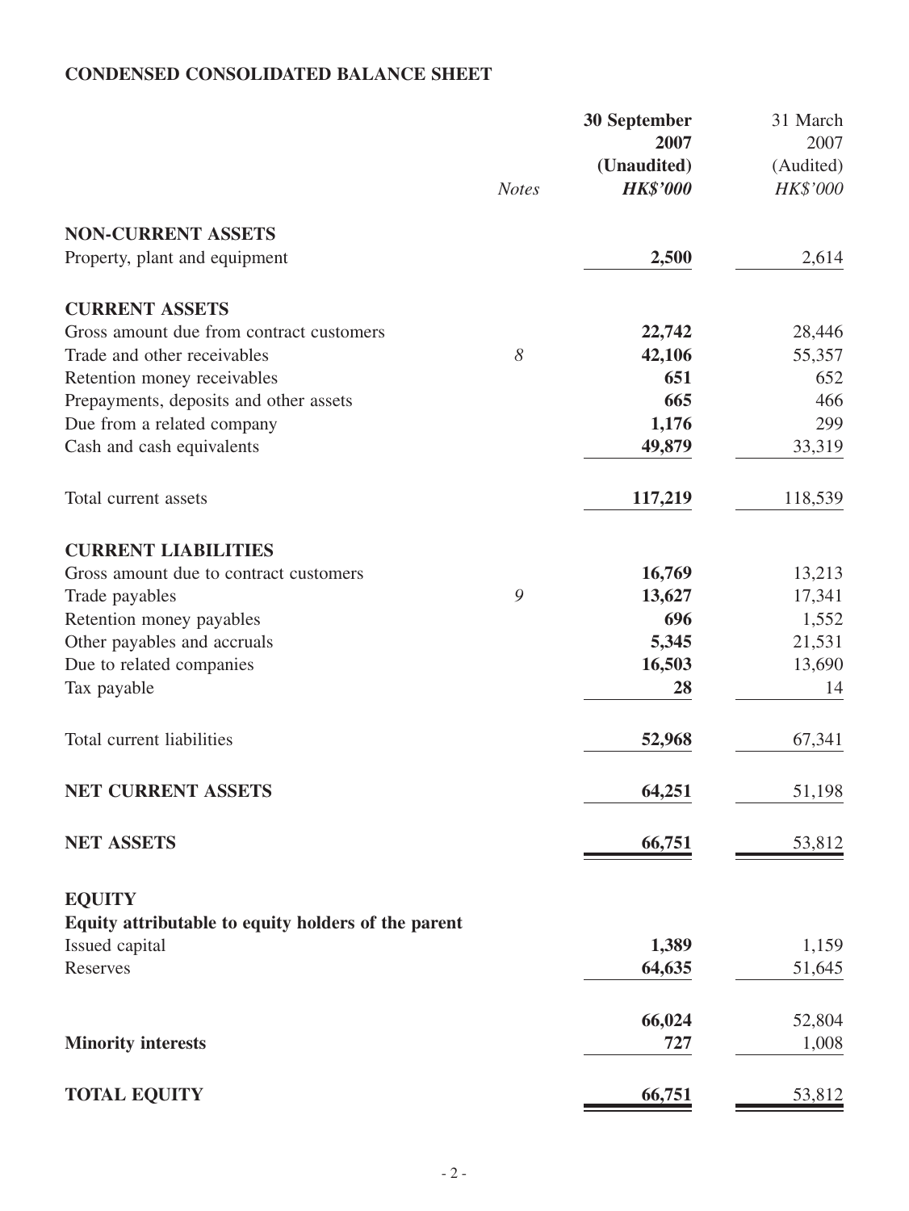# CONDENSED CONSOLIDATED BALANCE SHEET

| | Notes | 30 September 2007 (Unaudited) HK$'000 | 31 March 2007 (Audited) HK$'000 |
|---|---|---|---|
| **NON-CURRENT ASSETS** | | | |
| Property, plant and equipment | | **2,500** | 2,614 |
| **CURRENT ASSETS** | | | |
| Gross amount due from contract customers | | **22,742** | 28,446 |
| Trade and other receivables | *8* | **42,106** | 55,357 |
| Retention money receivables | | **651** | 652 |
| Prepayments, deposits and other assets | | **665** | 466 |
| Due from a related company | | **1,176** | 299 |
| Cash and cash equivalents | | **49,879** | 33,319 |
| Total current assets | | **117,219** | 118,539 |
| **CURRENT LIABILITIES** | | | |
| Gross amount due to contract customers | | **16,769** | 13,213 |
| Trade payables | *9* | **13,627** | 17,341 |
| Retention money payables | | **696** | 1,552 |
| Other payables and accruals | | **5,345** | 21,531 |
| Due to related companies | | **16,503** | 13,690 |
| Tax payable | | **28** | 14 |
| Total current liabilities | | **52,968** | 67,341 |
| **NET CURRENT ASSETS** | | **64,251** | 51,198 |
| **NET ASSETS** | | **66,751** | 53,812 |
| **EQUITY** | | | |
| **Equity attributable to equity holders of the parent** | | | |
| Issued capital | | **1,389** | 1,159 |
| Reserves | | **64,635** | 51,645 |
| | | **66,024** | 52,804 |
| **Minority interests** | | **727** | 1,008 |
| **TOTAL EQUITY** | | **66,751** | 53,812 |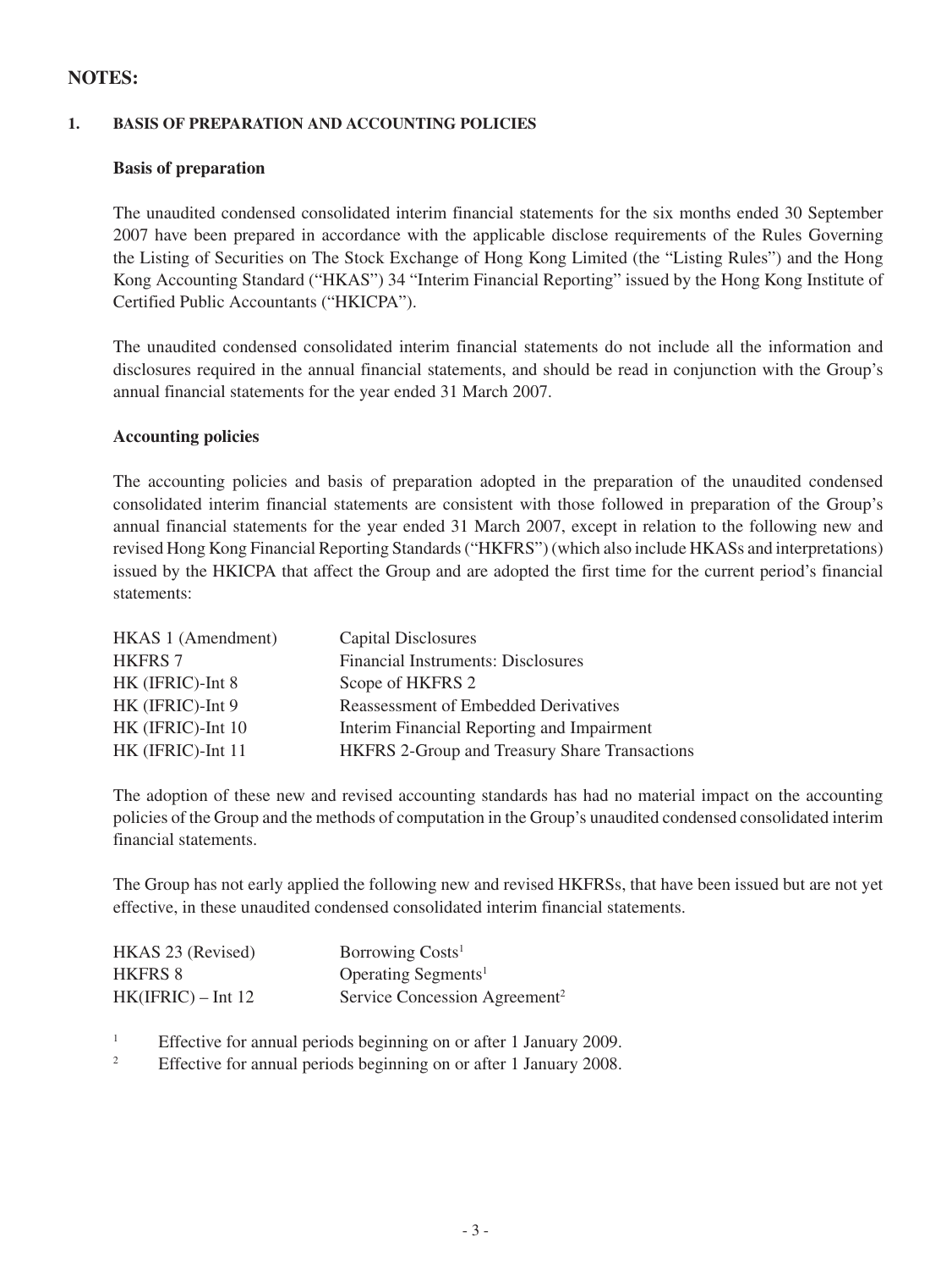## NOTES:

### 1. BASIS OF PREPARATION AND ACCOUNTING POLICIES

**Basis of preparation**

The unaudited condensed consolidated interim financial statements for the six months ended 30 September 2007 have been prepared in accordance with the applicable disclose requirements of the Rules Governing the Listing of Securities on The Stock Exchange of Hong Kong Limited (the "Listing Rules") and the Hong Kong Accounting Standard ("HKAS") 34 "Interim Financial Reporting" issued by the Hong Kong Institute of Certified Public Accountants ("HKICPA").

The unaudited condensed consolidated interim financial statements do not include all the information and disclosures required in the annual financial statements, and should be read in conjunction with the Group's annual financial statements for the year ended 31 March 2007.

**Accounting policies**

The accounting policies and basis of preparation adopted in the preparation of the unaudited condensed consolidated interim financial statements are consistent with those followed in preparation of the Group's annual financial statements for the year ended 31 March 2007, except in relation to the following new and revised Hong Kong Financial Reporting Standards ("HKFRS") (which also include HKASs and interpretations) issued by the HKICPA that affect the Group and are adopted the first time for the current period's financial statements:

| | |
|---|---|
| HKAS 1 (Amendment) | Capital Disclosures |
| HKFRS 7 | Financial Instruments: Disclosures |
| HK (IFRIC)-Int 8 | Scope of HKFRS 2 |
| HK (IFRIC)-Int 9 | Reassessment of Embedded Derivatives |
| HK (IFRIC)-Int 10 | Interim Financial Reporting and Impairment |
| HK (IFRIC)-Int 11 | HKFRS 2-Group and Treasury Share Transactions |

The adoption of these new and revised accounting standards has had no material impact on the accounting policies of the Group and the methods of computation in the Group's unaudited condensed consolidated interim financial statements.

The Group has not early applied the following new and revised HKFRSs, that have been issued but are not yet effective, in these unaudited condensed consolidated interim financial statements.

| | |
|---|---|
| HKAS 23 (Revised) | Borrowing Costs[1] |
| HKFRS 8 | Operating Segments[1] |
| HK(IFRIC) – Int 12 | Service Concession Agreement[2] |

[1] Effective for annual periods beginning on or after 1 January 2009.

[2] Effective for annual periods beginning on or after 1 January 2008.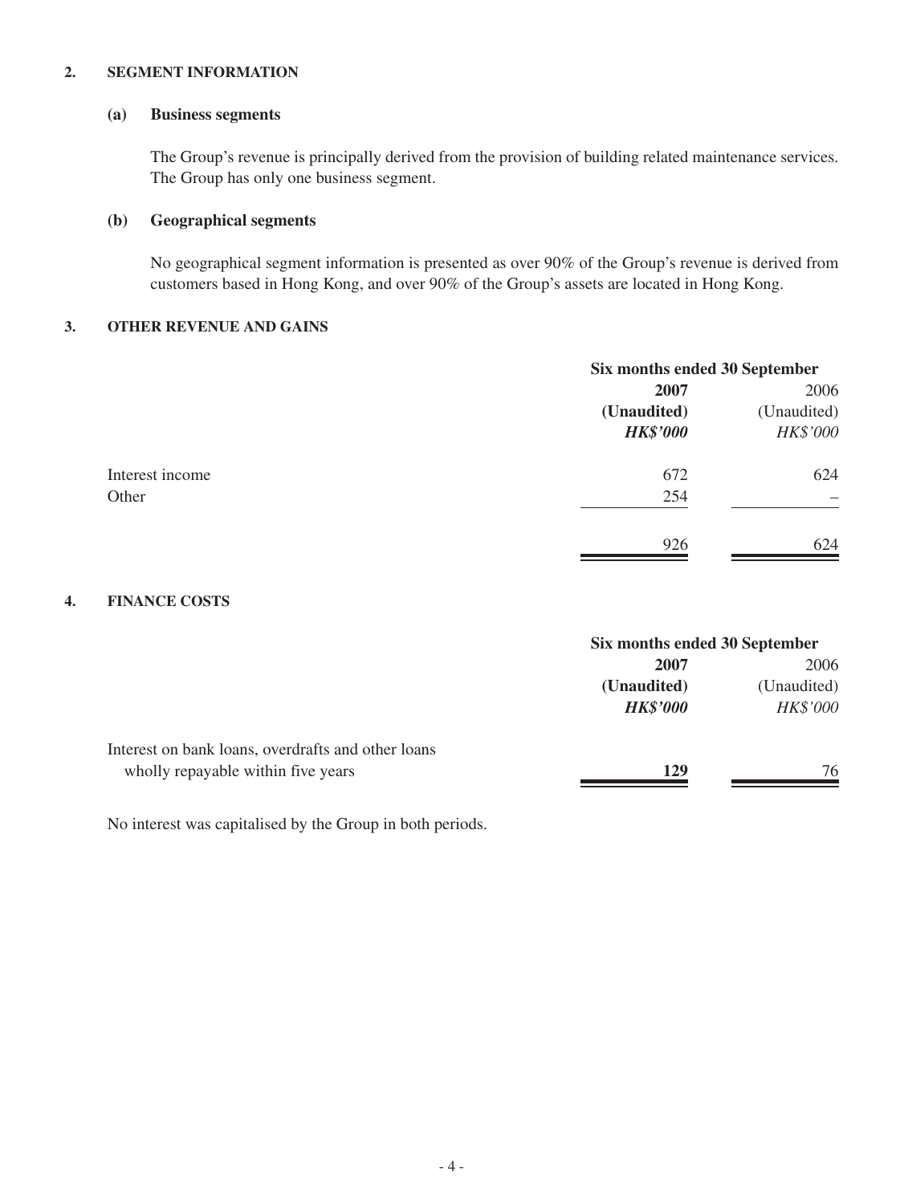## 2. SEGMENT INFORMATION

### (a) Business segments

The Group's revenue is principally derived from the provision of building related maintenance services. The Group has only one business segment.

### (b) Geographical segments

No geographical segment information is presented as over 90% of the Group's revenue is derived from customers based in Hong Kong, and over 90% of the Group's assets are located in Hong Kong.

## 3. OTHER REVENUE AND GAINS

| | Six months ended 30 September | |
|---|---|---|
| | **2007** | 2006 |
| | **(Unaudited)** | (Unaudited) |
| | ***HK$'000*** | *HK$'000* |
| Interest income | 672 | 624 |
| Other | 254 | – |
| | 926 | 624 |

## 4. FINANCE COSTS

| | Six months ended 30 September | |
|---|---|---|
| | **2007** | 2006 |
| | **(Unaudited)** | (Unaudited) |
| | ***HK$'000*** | *HK$'000* |
| Interest on bank loans, overdrafts and other loans wholly repayable within five years | **129** | 76 |

No interest was capitalised by the Group in both periods.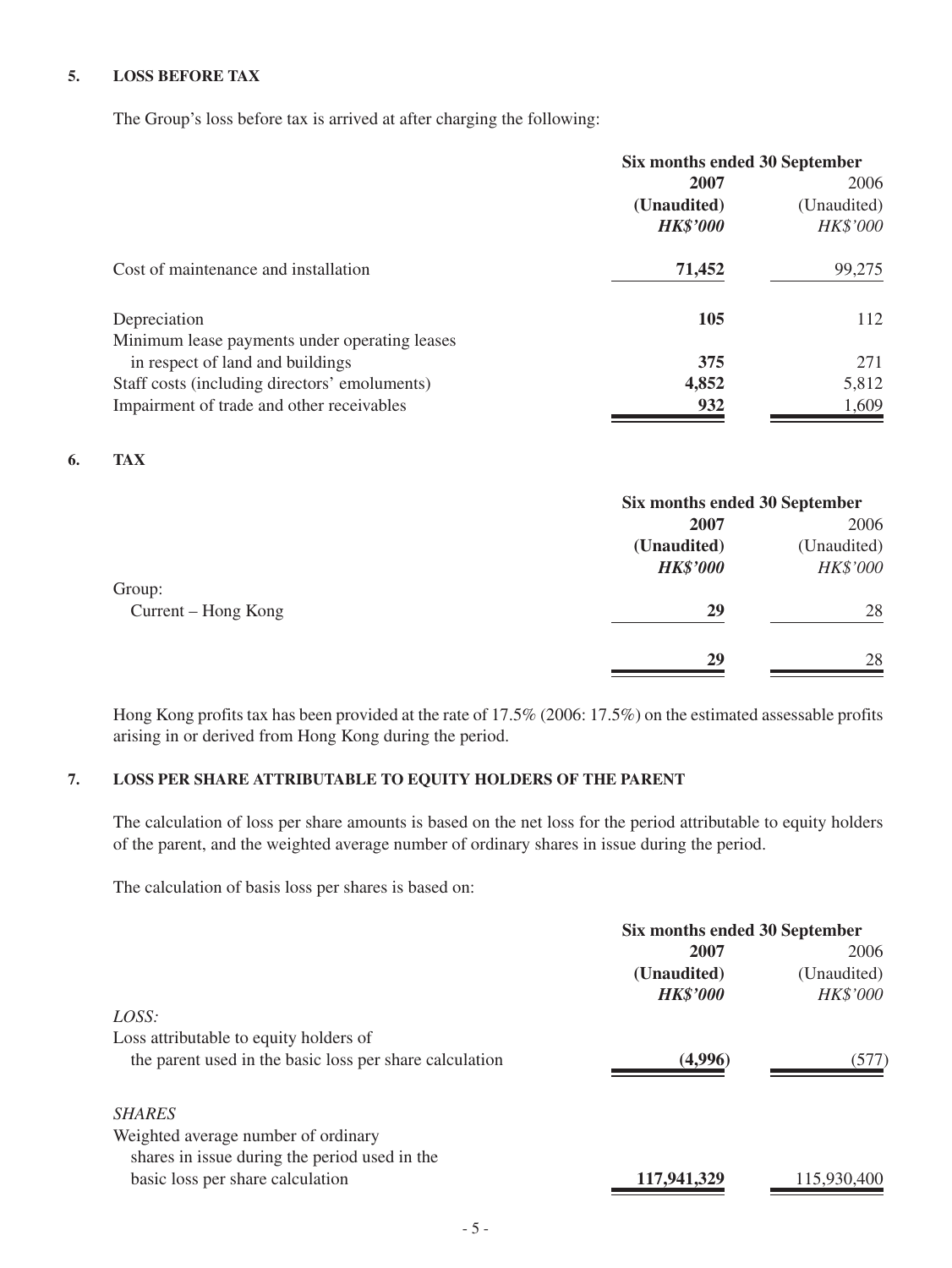## 5. LOSS BEFORE TAX

The Group's loss before tax is arrived at after charging the following:

| | Six months ended 30 September | |
|---|---|---|
| | **2007** | 2006 |
| | **(Unaudited)** | (Unaudited) |
| | ***HK$'000*** | *HK$'000* |
| Cost of maintenance and installation | **71,452** | 99,275 |
| Depreciation | **105** | 112 |
| Minimum lease payments under operating leases in respect of land and buildings | **375** | 271 |
| Staff costs (including directors' emoluments) | **4,852** | 5,812 |
| Impairment of trade and other receivables | **932** | 1,609 |

## 6. TAX

| | Six months ended 30 September | |
|---|---|---|
| | **2007** | 2006 |
| | **(Unaudited)** | (Unaudited) |
| | ***HK$'000*** | *HK$'000* |
| Group: | | |
| Current – Hong Kong | **29** | 28 |
| | **29** | 28 |

Hong Kong profits tax has been provided at the rate of 17.5% (2006: 17.5%) on the estimated assessable profits arising in or derived from Hong Kong during the period.

## 7. LOSS PER SHARE ATTRIBUTABLE TO EQUITY HOLDERS OF THE PARENT

The calculation of loss per share amounts is based on the net loss for the period attributable to equity holders of the parent, and the weighted average number of ordinary shares in issue during the period.

The calculation of basis loss per shares is based on:

| | Six months ended 30 September | |
|---|---|---|
| | **2007** | 2006 |
| | **(Unaudited)** | (Unaudited) |
| | ***HK$'000*** | *HK$'000* |
| *LOSS:* | | |
| Loss attributable to equity holders of the parent used in the basic loss per share calculation | **(4,996)** | (577) |
| *SHARES* | | |
| Weighted average number of ordinary shares in issue during the period used in the basic loss per share calculation | **117,941,329** | 115,930,400 |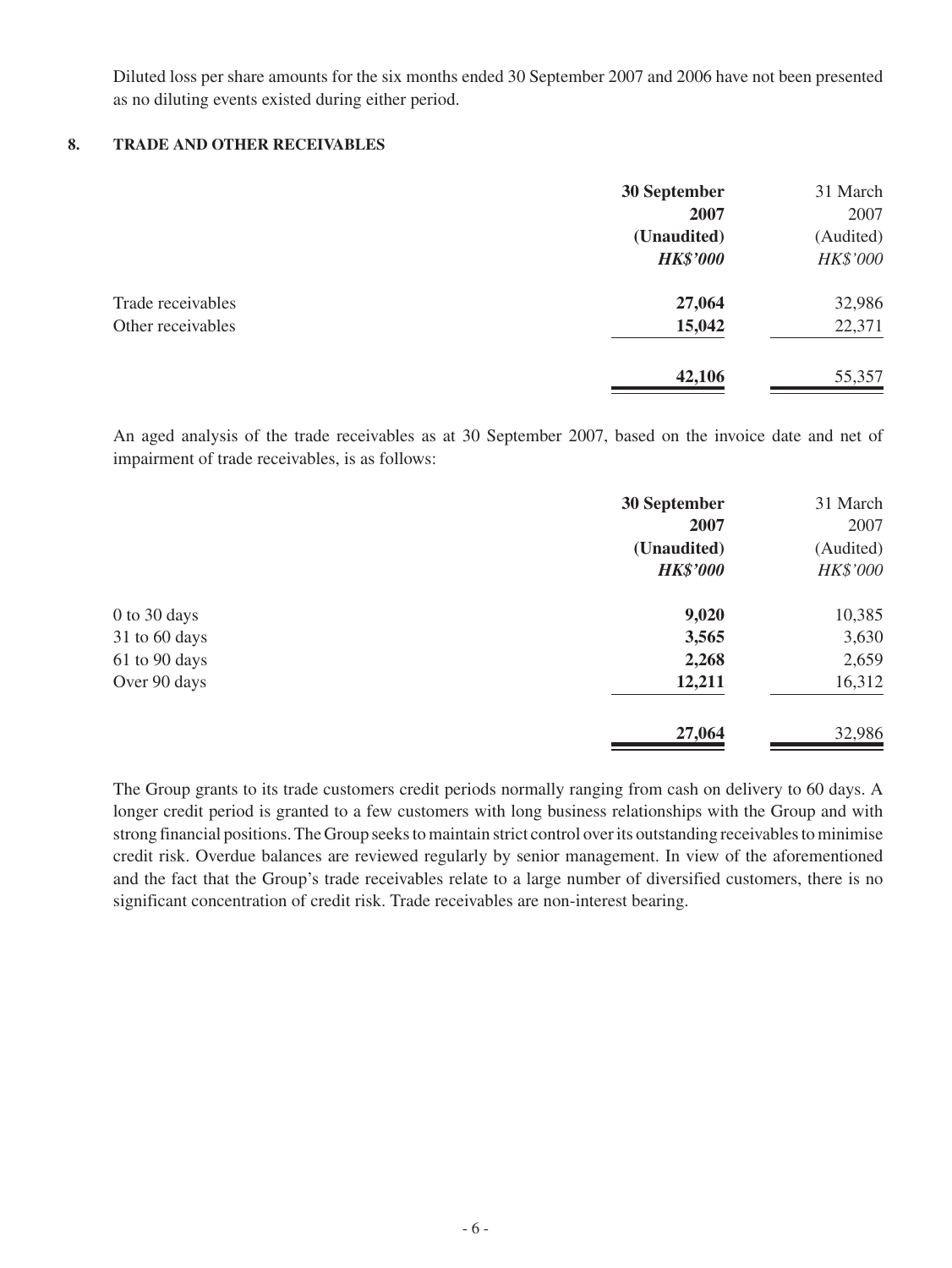Diluted loss per share amounts for the six months ended 30 September 2007 and 2006 have not been presented as no diluting events existed during either period.

**8. TRADE AND OTHER RECEIVABLES**

| | **30 September 2007 (Unaudited)** ***HK$'000*** | 31 March 2007 (Audited) *HK$'000* |
|---|---|---|
| Trade receivables | **27,064** | 32,986 |
| Other receivables | **15,042** | 22,371 |
| | **42,106** | 55,357 |

An aged analysis of the trade receivables as at 30 September 2007, based on the invoice date and net of impairment of trade receivables, is as follows:

| | **30 September 2007 (Unaudited)** ***HK$'000*** | 31 March 2007 (Audited) *HK$'000* |
|---|---|---|
| 0 to 30 days | **9,020** | 10,385 |
| 31 to 60 days | **3,565** | 3,630 |
| 61 to 90 days | **2,268** | 2,659 |
| Over 90 days | **12,211** | 16,312 |
| | **27,064** | 32,986 |

The Group grants to its trade customers credit periods normally ranging from cash on delivery to 60 days. A longer credit period is granted to a few customers with long business relationships with the Group and with strong financial positions. The Group seeks to maintain strict control over its outstanding receivables to minimise credit risk. Overdue balances are reviewed regularly by senior management. In view of the aforementioned and the fact that the Group's trade receivables relate to a large number of diversified customers, there is no significant concentration of credit risk. Trade receivables are non-interest bearing.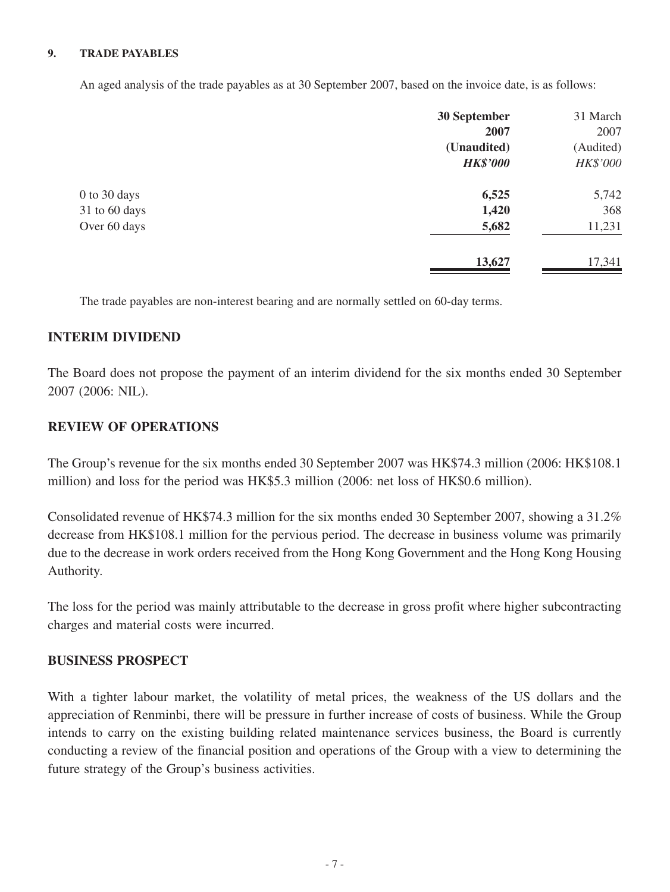**9. TRADE PAYABLES**

An aged analysis of the trade payables as at 30 September 2007, based on the invoice date, is as follows:

| | 30 September 2007 (Unaudited) *HK$'000* | 31 March 2007 (Audited) *HK$'000* |
|---|---|---|
| 0 to 30 days | **6,525** | 5,742 |
| 31 to 60 days | **1,420** | 368 |
| Over 60 days | **5,682** | 11,231 |
| | **13,627** | 17,341 |

The trade payables are non-interest bearing and are normally settled on 60-day terms.

## INTERIM DIVIDEND

The Board does not propose the payment of an interim dividend for the six months ended 30 September 2007 (2006: NIL).

## REVIEW OF OPERATIONS

The Group's revenue for the six months ended 30 September 2007 was HK$74.3 million (2006: HK$108.1 million) and loss for the period was HK$5.3 million (2006: net loss of HK$0.6 million).

Consolidated revenue of HK$74.3 million for the six months ended 30 September 2007, showing a 31.2% decrease from HK$108.1 million for the pervious period. The decrease in business volume was primarily due to the decrease in work orders received from the Hong Kong Government and the Hong Kong Housing Authority.

The loss for the period was mainly attributable to the decrease in gross profit where higher subcontracting charges and material costs were incurred.

## BUSINESS PROSPECT

With a tighter labour market, the volatility of metal prices, the weakness of the US dollars and the appreciation of Renminbi, there will be pressure in further increase of costs of business. While the Group intends to carry on the existing building related maintenance services business, the Board is currently conducting a review of the financial position and operations of the Group with a view to determining the future strategy of the Group's business activities.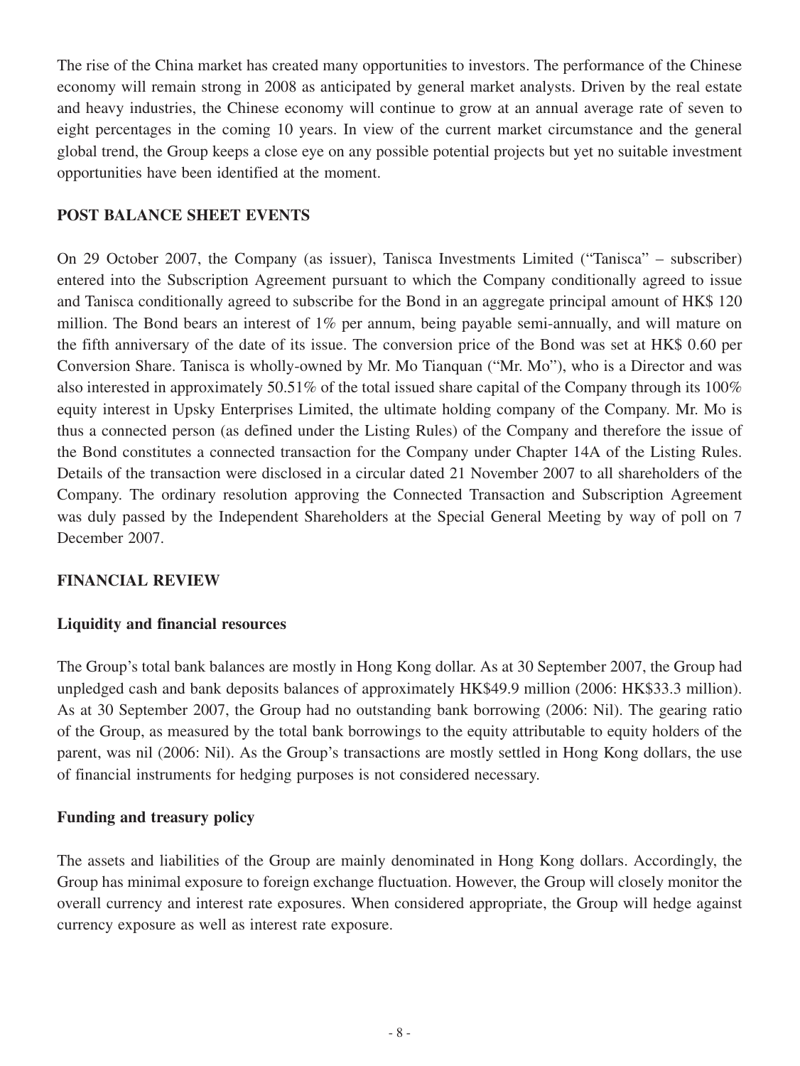The rise of the China market has created many opportunities to investors. The performance of the Chinese economy will remain strong in 2008 as anticipated by general market analysts. Driven by the real estate and heavy industries, the Chinese economy will continue to grow at an annual average rate of seven to eight percentages in the coming 10 years. In view of the current market circumstance and the general global trend, the Group keeps a close eye on any possible potential projects but yet no suitable investment opportunities have been identified at the moment.

## POST BALANCE SHEET EVENTS

On 29 October 2007, the Company (as issuer), Tanisca Investments Limited ("Tanisca" – subscriber) entered into the Subscription Agreement pursuant to which the Company conditionally agreed to issue and Tanisca conditionally agreed to subscribe for the Bond in an aggregate principal amount of HK$ 120 million. The Bond bears an interest of 1% per annum, being payable semi-annually, and will mature on the fifth anniversary of the date of its issue. The conversion price of the Bond was set at HK$ 0.60 per Conversion Share. Tanisca is wholly-owned by Mr. Mo Tianquan ("Mr. Mo"), who is a Director and was also interested in approximately 50.51% of the total issued share capital of the Company through its 100% equity interest in Upsky Enterprises Limited, the ultimate holding company of the Company. Mr. Mo is thus a connected person (as defined under the Listing Rules) of the Company and therefore the issue of the Bond constitutes a connected transaction for the Company under Chapter 14A of the Listing Rules. Details of the transaction were disclosed in a circular dated 21 November 2007 to all shareholders of the Company. The ordinary resolution approving the Connected Transaction and Subscription Agreement was duly passed by the Independent Shareholders at the Special General Meeting by way of poll on 7 December 2007.

## FINANCIAL REVIEW

### Liquidity and financial resources

The Group's total bank balances are mostly in Hong Kong dollar. As at 30 September 2007, the Group had unpledged cash and bank deposits balances of approximately HK$49.9 million (2006: HK$33.3 million). As at 30 September 2007, the Group had no outstanding bank borrowing (2006: Nil). The gearing ratio of the Group, as measured by the total bank borrowings to the equity attributable to equity holders of the parent, was nil (2006: Nil). As the Group's transactions are mostly settled in Hong Kong dollars, the use of financial instruments for hedging purposes is not considered necessary.

### Funding and treasury policy

The assets and liabilities of the Group are mainly denominated in Hong Kong dollars. Accordingly, the Group has minimal exposure to foreign exchange fluctuation. However, the Group will closely monitor the overall currency and interest rate exposures. When considered appropriate, the Group will hedge against currency exposure as well as interest rate exposure.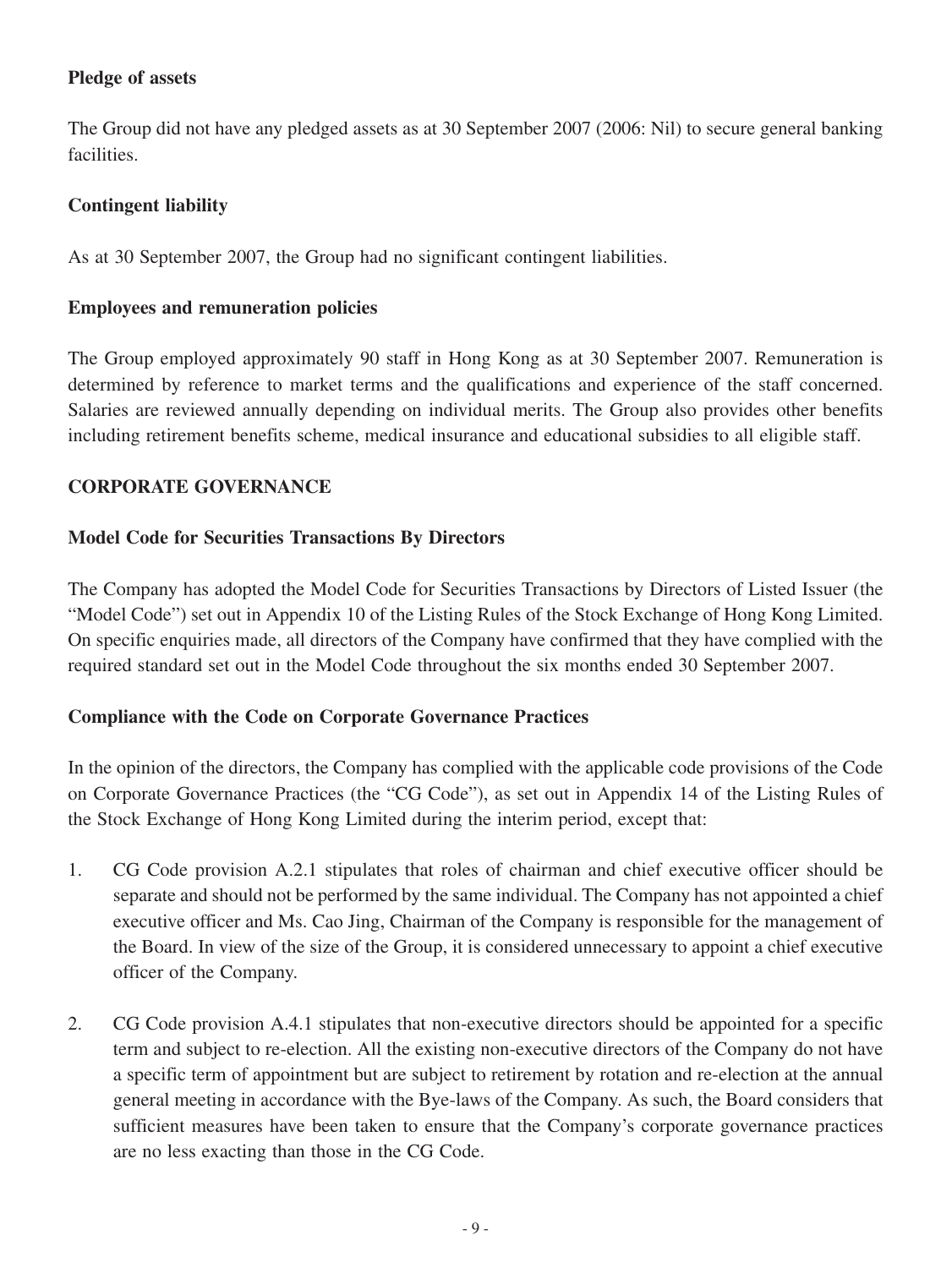**Pledge of assets**

The Group did not have any pledged assets as at 30 September 2007 (2006: Nil) to secure general banking facilities.

**Contingent liability**

As at 30 September 2007, the Group had no significant contingent liabilities.

**Employees and remuneration policies**

The Group employed approximately 90 staff in Hong Kong as at 30 September 2007. Remuneration is determined by reference to market terms and the qualifications and experience of the staff concerned. Salaries are reviewed annually depending on individual merits. The Group also provides other benefits including retirement benefits scheme, medical insurance and educational subsidies to all eligible staff.

## CORPORATE GOVERNANCE

**Model Code for Securities Transactions By Directors**

The Company has adopted the Model Code for Securities Transactions by Directors of Listed Issuer (the "Model Code") set out in Appendix 10 of the Listing Rules of the Stock Exchange of Hong Kong Limited. On specific enquiries made, all directors of the Company have confirmed that they have complied with the required standard set out in the Model Code throughout the six months ended 30 September 2007.

**Compliance with the Code on Corporate Governance Practices**

In the opinion of the directors, the Company has complied with the applicable code provisions of the Code on Corporate Governance Practices (the "CG Code"), as set out in Appendix 14 of the Listing Rules of the Stock Exchange of Hong Kong Limited during the interim period, except that:

1. CG Code provision A.2.1 stipulates that roles of chairman and chief executive officer should be separate and should not be performed by the same individual. The Company has not appointed a chief executive officer and Ms. Cao Jing, Chairman of the Company is responsible for the management of the Board. In view of the size of the Group, it is considered unnecessary to appoint a chief executive officer of the Company.

2. CG Code provision A.4.1 stipulates that non-executive directors should be appointed for a specific term and subject to re-election. All the existing non-executive directors of the Company do not have a specific term of appointment but are subject to retirement by rotation and re-election at the annual general meeting in accordance with the Bye-laws of the Company. As such, the Board considers that sufficient measures have been taken to ensure that the Company's corporate governance practices are no less exacting than those in the CG Code.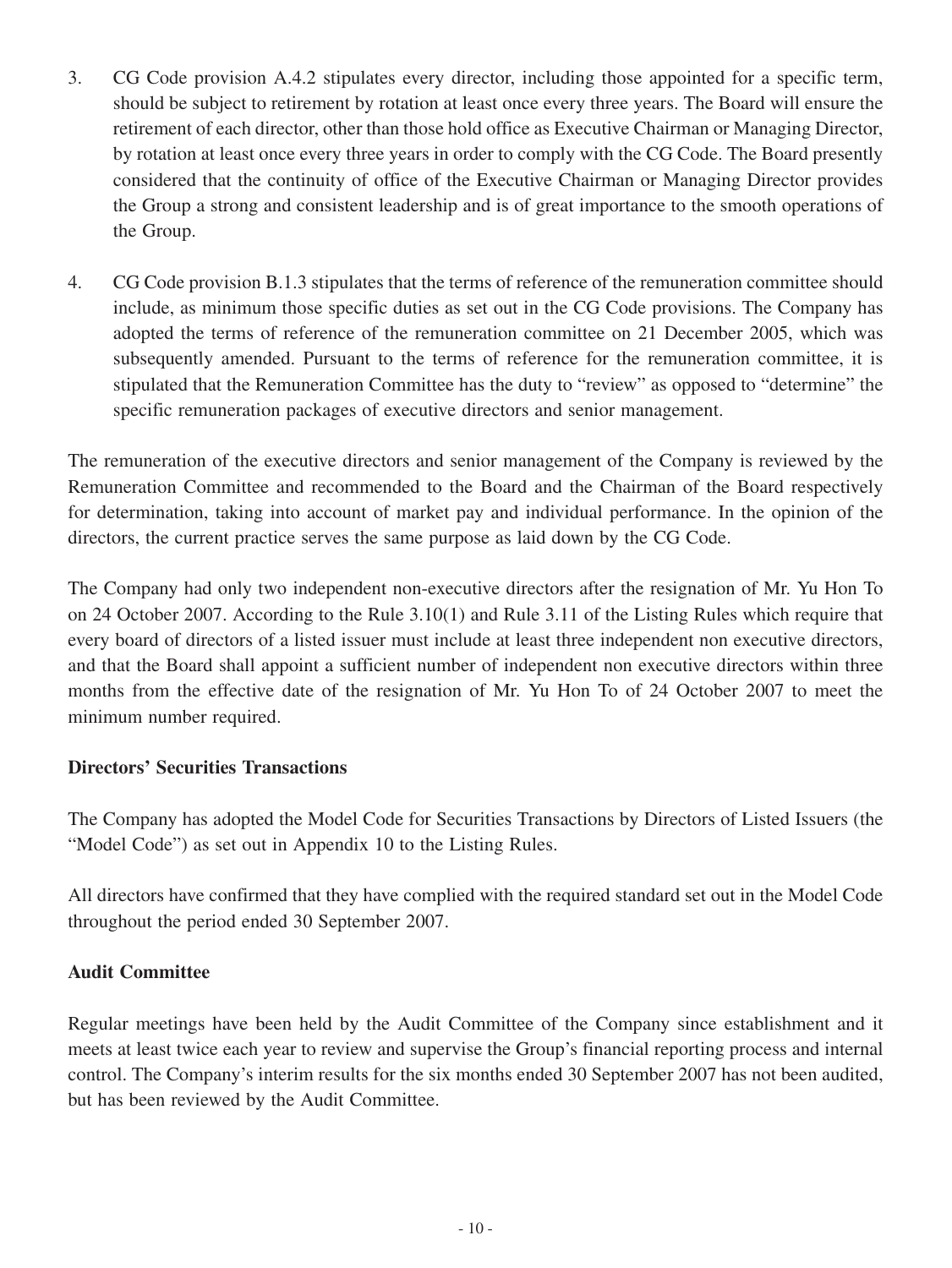3. CG Code provision A.4.2 stipulates every director, including those appointed for a specific term, should be subject to retirement by rotation at least once every three years. The Board will ensure the retirement of each director, other than those hold office as Executive Chairman or Managing Director, by rotation at least once every three years in order to comply with the CG Code. The Board presently considered that the continuity of office of the Executive Chairman or Managing Director provides the Group a strong and consistent leadership and is of great importance to the smooth operations of the Group.

4. CG Code provision B.1.3 stipulates that the terms of reference of the remuneration committee should include, as minimum those specific duties as set out in the CG Code provisions. The Company has adopted the terms of reference of the remuneration committee on 21 December 2005, which was subsequently amended. Pursuant to the terms of reference for the remuneration committee, it is stipulated that the Remuneration Committee has the duty to "review" as opposed to "determine" the specific remuneration packages of executive directors and senior management.

The remuneration of the executive directors and senior management of the Company is reviewed by the Remuneration Committee and recommended to the Board and the Chairman of the Board respectively for determination, taking into account of market pay and individual performance. In the opinion of the directors, the current practice serves the same purpose as laid down by the CG Code.

The Company had only two independent non-executive directors after the resignation of Mr. Yu Hon To on 24 October 2007. According to the Rule 3.10(1) and Rule 3.11 of the Listing Rules which require that every board of directors of a listed issuer must include at least three independent non executive directors, and that the Board shall appoint a sufficient number of independent non executive directors within three months from the effective date of the resignation of Mr. Yu Hon To of 24 October 2007 to meet the minimum number required.

**Directors' Securities Transactions**

The Company has adopted the Model Code for Securities Transactions by Directors of Listed Issuers (the "Model Code") as set out in Appendix 10 to the Listing Rules.

All directors have confirmed that they have complied with the required standard set out in the Model Code throughout the period ended 30 September 2007.

**Audit Committee**

Regular meetings have been held by the Audit Committee of the Company since establishment and it meets at least twice each year to review and supervise the Group's financial reporting process and internal control. The Company's interim results for the six months ended 30 September 2007 has not been audited, but has been reviewed by the Audit Committee.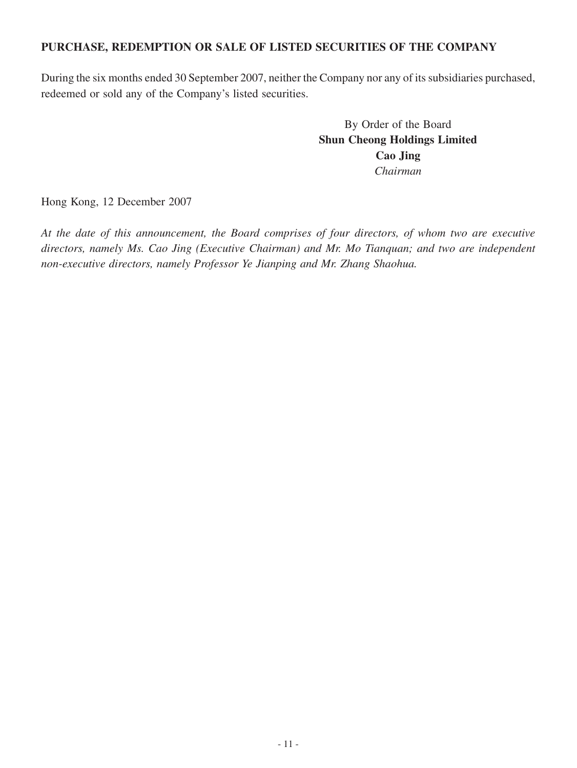**PURCHASE, REDEMPTION OR SALE OF LISTED SECURITIES OF THE COMPANY**

During the six months ended 30 September 2007, neither the Company nor any of its subsidiaries purchased, redeemed or sold any of the Company's listed securities.

By Order of the Board
**Shun Cheong Holdings Limited**
**Cao Jing**
*Chairman*

Hong Kong, 12 December 2007

*At the date of this announcement, the Board comprises of four directors, of whom two are executive directors, namely Ms. Cao Jing (Executive Chairman) and Mr. Mo Tianquan; and two are independent non-executive directors, namely Professor Ye Jianping and Mr. Zhang Shaohua.*